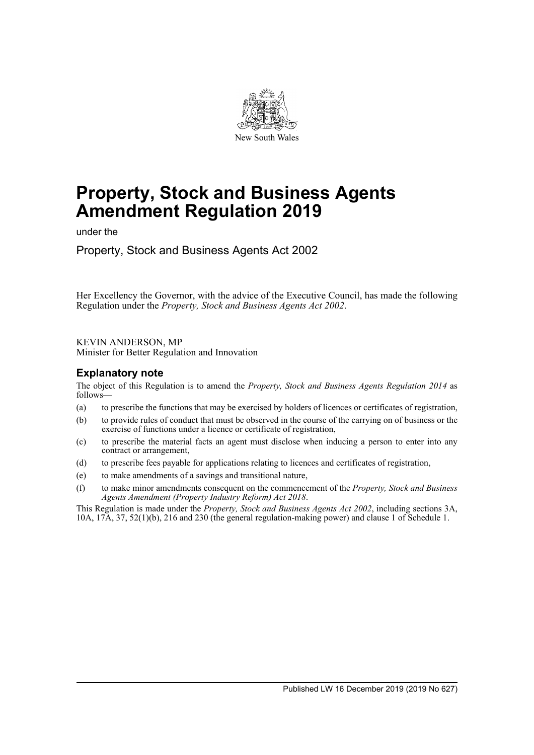New South Wales

# Property, Stock and Business Agents Amendment Regulation 2019

under the

Property, Stock and Business Agents Act 2002

Her Excellency the Governor, with the advice of the Executive Council, has made the following Regulation under the *Property, Stock and Business Agents Act 2002*.

KEVIN ANDERSON, MP
Minister for Better Regulation and Innovation

## Explanatory note

The object of this Regulation is to amend the *Property, Stock and Business Agents Regulation 2014* as follows—

(a) to prescribe the functions that may be exercised by holders of licences or certificates of registration,

(b) to provide rules of conduct that must be observed in the course of the carrying on of business or the exercise of functions under a licence or certificate of registration,

(c) to prescribe the material facts an agent must disclose when inducing a person to enter into any contract or arrangement,

(d) to prescribe fees payable for applications relating to licences and certificates of registration,

(e) to make amendments of a savings and transitional nature,

(f) to make minor amendments consequent on the commencement of the *Property, Stock and Business Agents Amendment (Property Industry Reform) Act 2018*.

This Regulation is made under the *Property, Stock and Business Agents Act 2002*, including sections 3A, 10A, 17A, 37, 52(1)(b), 216 and 230 (the general regulation-making power) and clause 1 of Schedule 1.

Published LW 16 December 2019 (2019 No 627)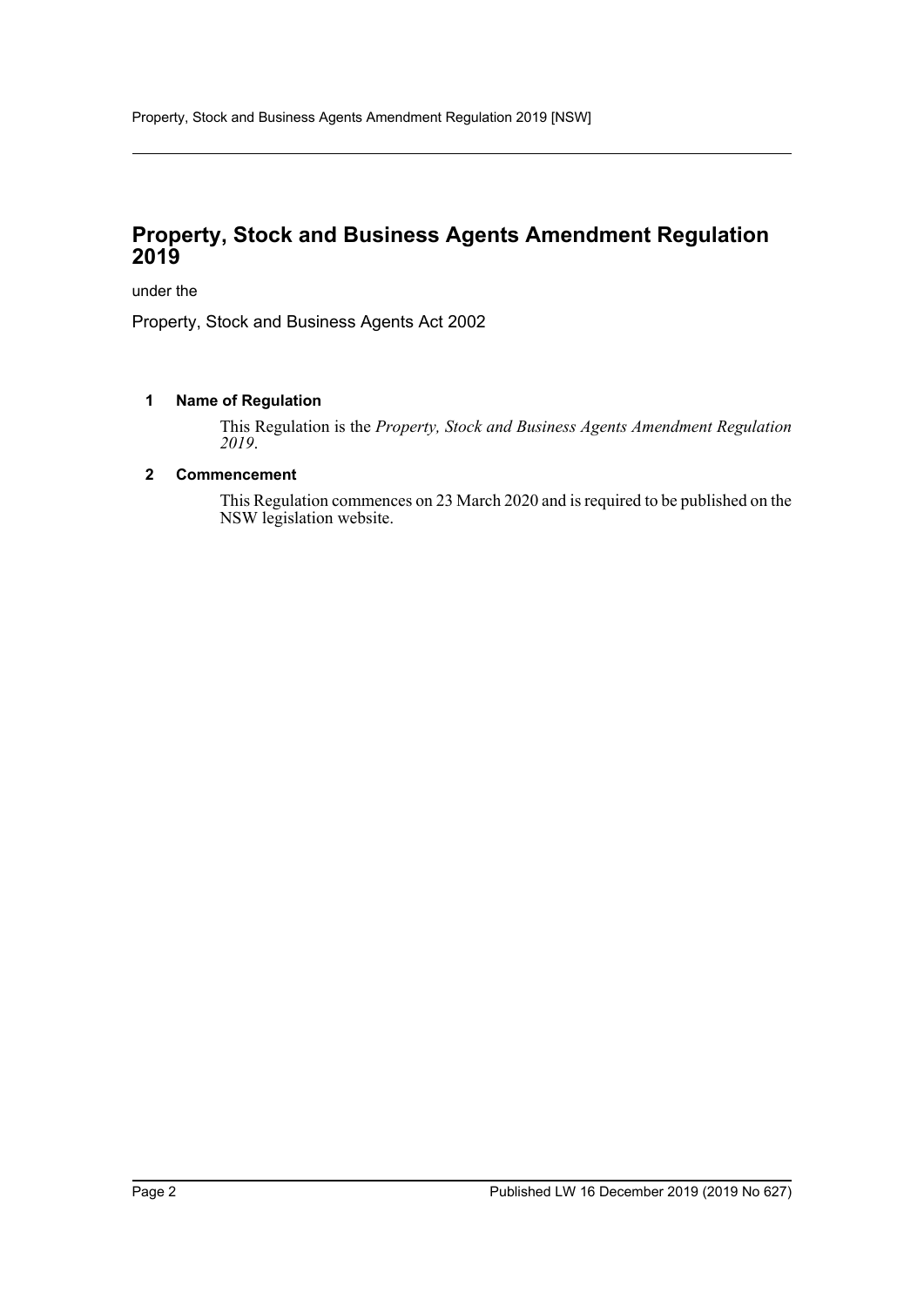# Property, Stock and Business Agents Amendment Regulation 2019

under the

Property, Stock and Business Agents Act 2002

## 1 Name of Regulation

This Regulation is the *Property, Stock and Business Agents Amendment Regulation 2019*.

## 2 Commencement

This Regulation commences on 23 March 2020 and is required to be published on the NSW legislation website.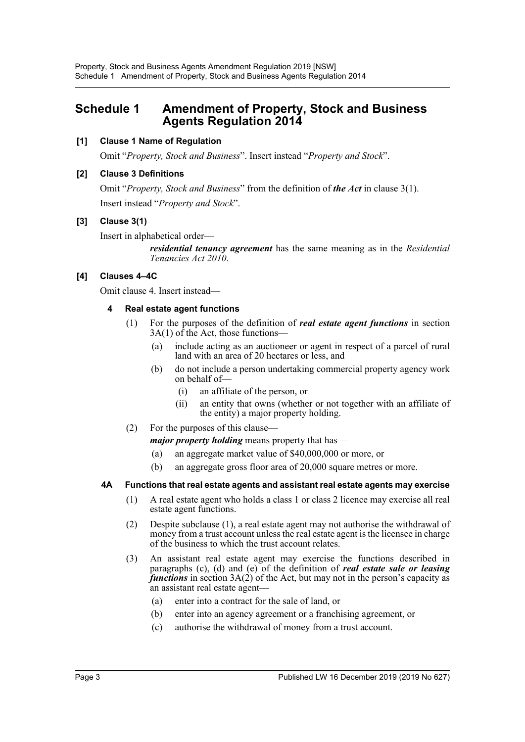# Schedule 1 Amendment of Property, Stock and Business Agents Regulation 2014

**[1] Clause 1 Name of Regulation**

Omit "*Property, Stock and Business*". Insert instead "*Property and Stock*".

**[2] Clause 3 Definitions**

Omit "*Property, Stock and Business*" from the definition of ***the Act*** in clause 3(1).

Insert instead "*Property and Stock*".

**[3] Clause 3(1)**

Insert in alphabetical order—

> ***residential tenancy agreement*** has the same meaning as in the *Residential Tenancies Act 2010*.

**[4] Clauses 4–4C**

Omit clause 4. Insert instead—

**4 Real estate agent functions**

(1) For the purposes of the definition of ***real estate agent functions*** in section 3A(1) of the Act, those functions—

- (a) include acting as an auctioneer or agent in respect of a parcel of rural land with an area of 20 hectares or less, and
- (b) do not include a person undertaking commercial property agency work on behalf of—
  - (i) an affiliate of the person, or
  - (ii) an entity that owns (whether or not together with an affiliate of the entity) a major property holding.

(2) For the purposes of this clause—

***major property holding*** means property that has—

- (a) an aggregate market value of $40,000,000 or more, or
- (b) an aggregate gross floor area of 20,000 square metres or more.

**4A Functions that real estate agents and assistant real estate agents may exercise**

(1) A real estate agent who holds a class 1 or class 2 licence may exercise all real estate agent functions.

(2) Despite subclause (1), a real estate agent may not authorise the withdrawal of money from a trust account unless the real estate agent is the licensee in charge of the business to which the trust account relates.

(3) An assistant real estate agent may exercise the functions described in paragraphs (c), (d) and (e) of the definition of ***real estate sale or leasing functions*** in section 3A(2) of the Act, but may not in the person's capacity as an assistant real estate agent—

- (a) enter into a contract for the sale of land, or
- (b) enter into an agency agreement or a franchising agreement, or
- (c) authorise the withdrawal of money from a trust account.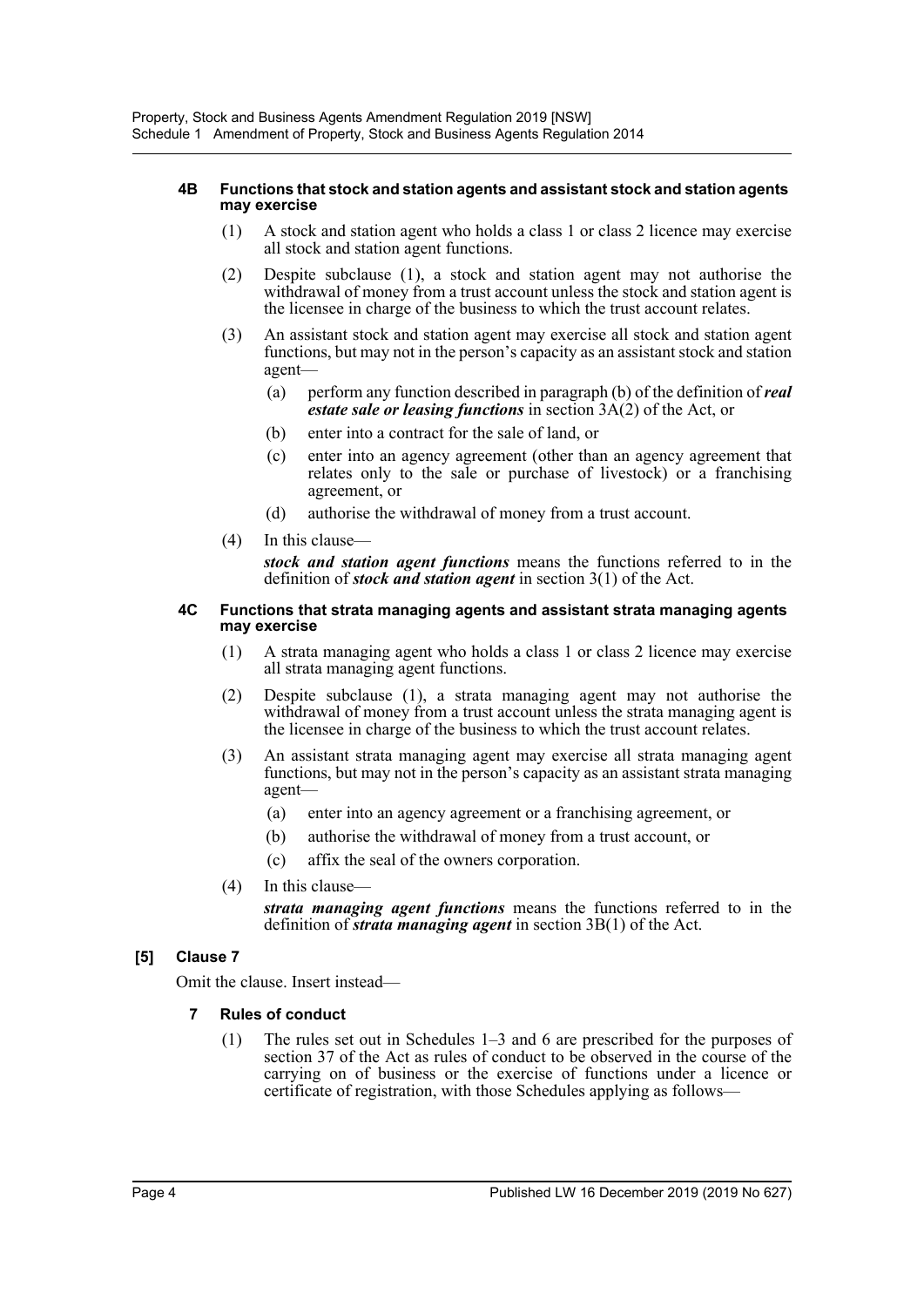#### 4B Functions that stock and station agents and assistant stock and station agents may exercise

(1) A stock and station agent who holds a class 1 or class 2 licence may exercise all stock and station agent functions.

(2) Despite subclause (1), a stock and station agent may not authorise the withdrawal of money from a trust account unless the stock and station agent is the licensee in charge of the business to which the trust account relates.

(3) An assistant stock and station agent may exercise all stock and station agent functions, but may not in the person's capacity as an assistant stock and station agent—

- (a) perform any function described in paragraph (b) of the definition of ***real estate sale or leasing functions*** in section 3A(2) of the Act, or
- (b) enter into a contract for the sale of land, or
- (c) enter into an agency agreement (other than an agency agreement that relates only to the sale or purchase of livestock) or a franchising agreement, or
- (d) authorise the withdrawal of money from a trust account.

(4) In this clause—

***stock and station agent functions*** means the functions referred to in the definition of ***stock and station agent*** in section 3(1) of the Act.

#### 4C Functions that strata managing agents and assistant strata managing agents may exercise

(1) A strata managing agent who holds a class 1 or class 2 licence may exercise all strata managing agent functions.

(2) Despite subclause (1), a strata managing agent may not authorise the withdrawal of money from a trust account unless the strata managing agent is the licensee in charge of the business to which the trust account relates.

(3) An assistant strata managing agent may exercise all strata managing agent functions, but may not in the person's capacity as an assistant strata managing agent—

- (a) enter into an agency agreement or a franchising agreement, or
- (b) authorise the withdrawal of money from a trust account, or
- (c) affix the seal of the owners corporation.

(4) In this clause—

***strata managing agent functions*** means the functions referred to in the definition of ***strata managing agent*** in section 3B(1) of the Act.

### [5] Clause 7

Omit the clause. Insert instead—

#### 7 Rules of conduct

(1) The rules set out in Schedules 1–3 and 6 are prescribed for the purposes of section 37 of the Act as rules of conduct to be observed in the course of the carrying on of business or the exercise of functions under a licence or certificate of registration, with those Schedules applying as follows—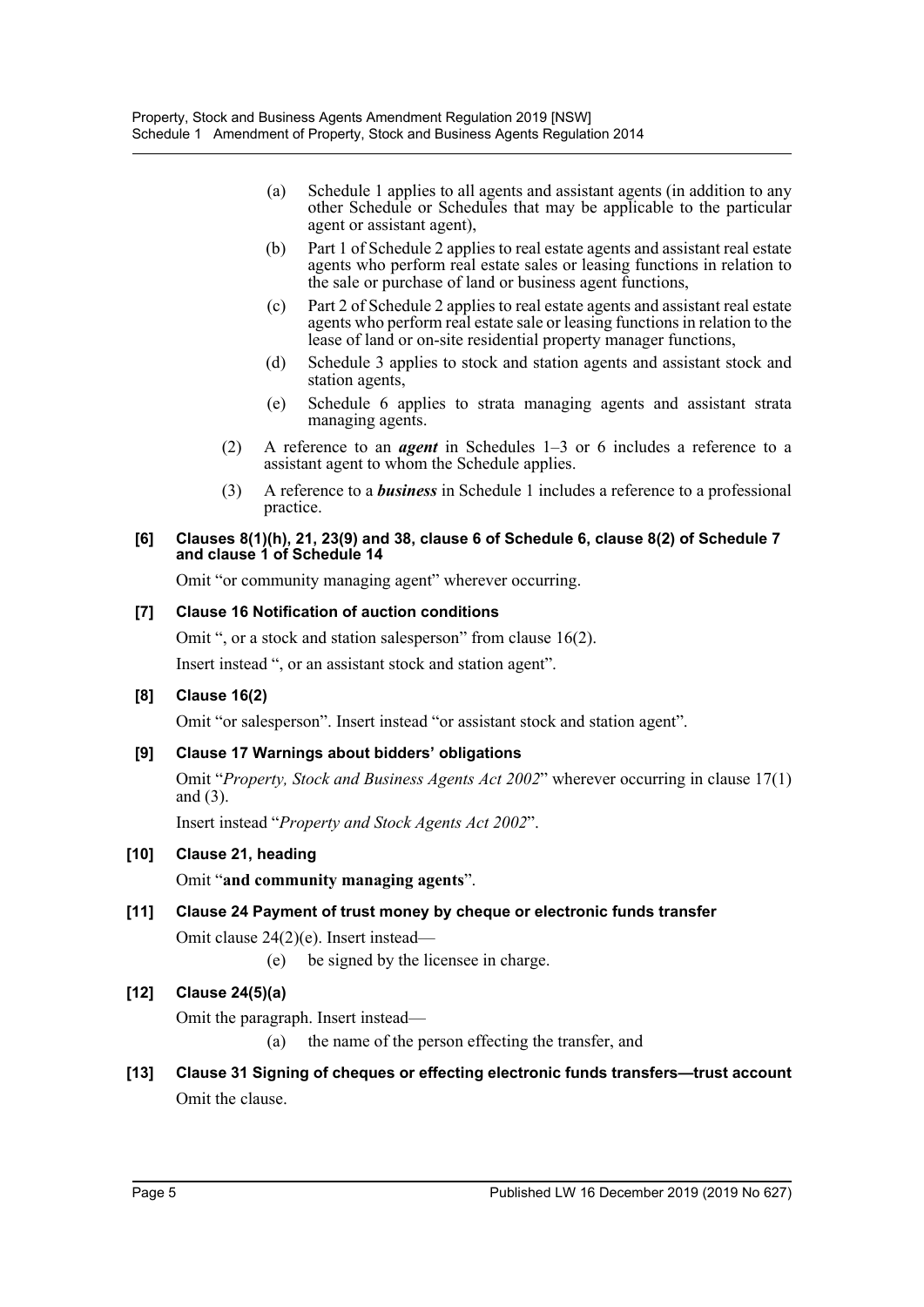(a) Schedule 1 applies to all agents and assistant agents (in addition to any other Schedule or Schedules that may be applicable to the particular agent or assistant agent),

(b) Part 1 of Schedule 2 applies to real estate agents and assistant real estate agents who perform real estate sales or leasing functions in relation to the sale or purchase of land or business agent functions,

(c) Part 2 of Schedule 2 applies to real estate agents and assistant real estate agents who perform real estate sale or leasing functions in relation to the lease of land or on-site residential property manager functions,

(d) Schedule 3 applies to stock and station agents and assistant stock and station agents,

(e) Schedule 6 applies to strata managing agents and assistant strata managing agents.

(2) A reference to an ***agent*** in Schedules 1–3 or 6 includes a reference to a assistant agent to whom the Schedule applies.

(3) A reference to a ***business*** in Schedule 1 includes a reference to a professional practice.

#### [6] Clauses 8(1)(h), 21, 23(9) and 38, clause 6 of Schedule 6, clause 8(2) of Schedule 7 and clause 1 of Schedule 14

Omit "or community managing agent" wherever occurring.

#### [7] Clause 16 Notification of auction conditions

Omit ", or a stock and station salesperson" from clause 16(2).

Insert instead ", or an assistant stock and station agent".

#### [8] Clause 16(2)

Omit "or salesperson". Insert instead "or assistant stock and station agent".

#### [9] Clause 17 Warnings about bidders' obligations

Omit "*Property, Stock and Business Agents Act 2002*" wherever occurring in clause 17(1) and (3).

Insert instead "*Property and Stock Agents Act 2002*".

#### [10] Clause 21, heading

Omit "**and community managing agents**".

#### [11] Clause 24 Payment of trust money by cheque or electronic funds transfer

Omit clause 24(2)(e). Insert instead—

(e) be signed by the licensee in charge.

#### [12] Clause 24(5)(a)

Omit the paragraph. Insert instead—

(a) the name of the person effecting the transfer, and

#### [13] Clause 31 Signing of cheques or effecting electronic funds transfers—trust account

Omit the clause.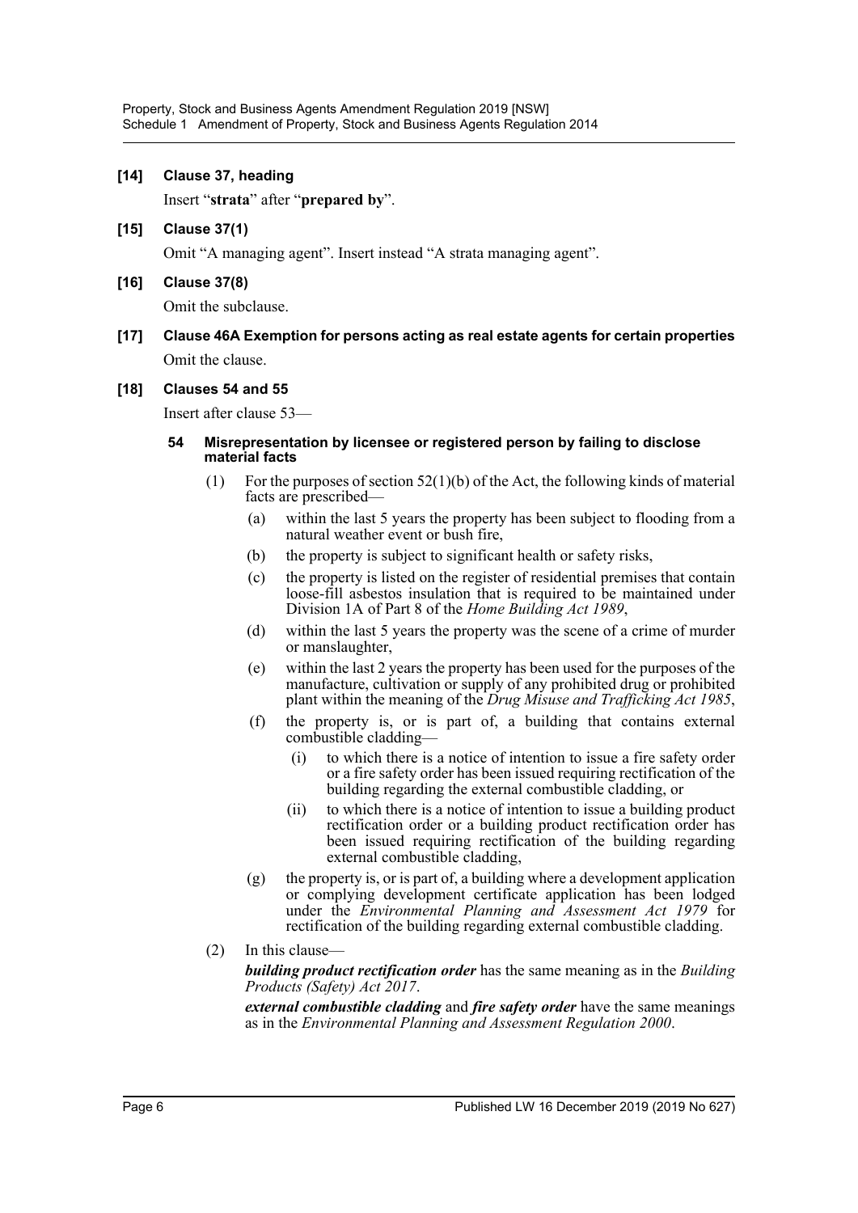**[14] Clause 37, heading**

Insert "**strata**" after "**prepared by**".

**[15] Clause 37(1)**

Omit "A managing agent". Insert instead "A strata managing agent".

**[16] Clause 37(8)**

Omit the subclause.

**[17] Clause 46A Exemption for persons acting as real estate agents for certain properties**

Omit the clause.

**[18] Clauses 54 and 55**

Insert after clause 53—

**54 Misrepresentation by licensee or registered person by failing to disclose material facts**

(1) For the purposes of section 52(1)(b) of the Act, the following kinds of material facts are prescribed—

(a) within the last 5 years the property has been subject to flooding from a natural weather event or bush fire,

(b) the property is subject to significant health or safety risks,

(c) the property is listed on the register of residential premises that contain loose-fill asbestos insulation that is required to be maintained under Division 1A of Part 8 of the *Home Building Act 1989*,

(d) within the last 5 years the property was the scene of a crime of murder or manslaughter,

(e) within the last 2 years the property has been used for the purposes of the manufacture, cultivation or supply of any prohibited drug or prohibited plant within the meaning of the *Drug Misuse and Trafficking Act 1985*,

(f) the property is, or is part of, a building that contains external combustible cladding—

(i) to which there is a notice of intention to issue a fire safety order or a fire safety order has been issued requiring rectification of the building regarding the external combustible cladding, or

(ii) to which there is a notice of intention to issue a building product rectification order or a building product rectification order has been issued requiring rectification of the building regarding external combustible cladding,

(g) the property is, or is part of, a building where a development application or complying development certificate application has been lodged under the *Environmental Planning and Assessment Act 1979* for rectification of the building regarding external combustible cladding.

(2) In this clause—

***building product rectification order*** has the same meaning as in the *Building Products (Safety) Act 2017*.

***external combustible cladding*** and ***fire safety order*** have the same meanings as in the *Environmental Planning and Assessment Regulation 2000*.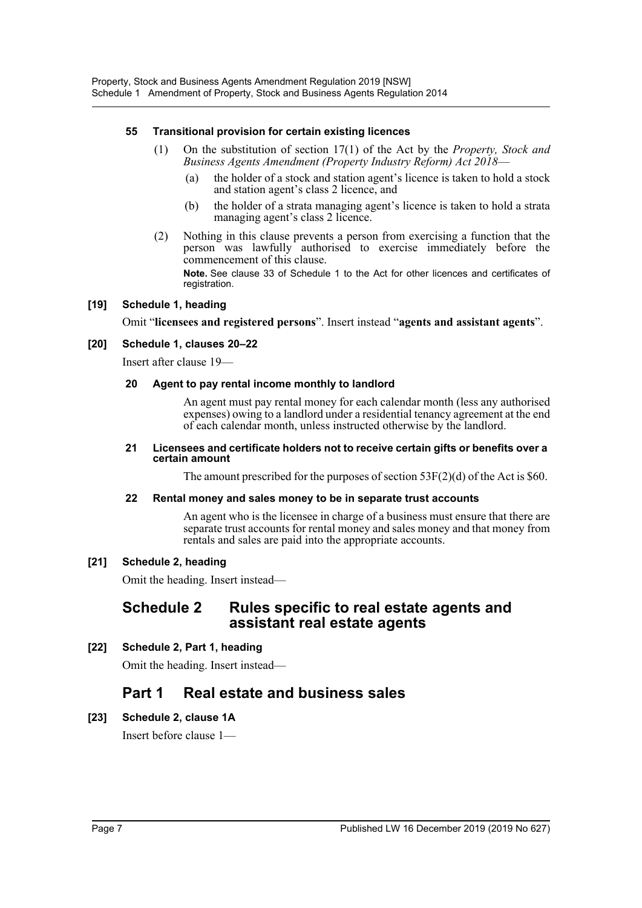#### 55 Transitional provision for certain existing licences

(1) On the substitution of section 17(1) of the Act by the *Property, Stock and Business Agents Amendment (Property Industry Reform) Act 2018*—

(a) the holder of a stock and station agent's licence is taken to hold a stock and station agent's class 2 licence, and

(b) the holder of a strata managing agent's licence is taken to hold a strata managing agent's class 2 licence.

(2) Nothing in this clause prevents a person from exercising a function that the person was lawfully authorised to exercise immediately before the commencement of this clause.

**Note.** See clause 33 of Schedule 1 to the Act for other licences and certificates of registration.

### [19] Schedule 1, heading

Omit "**licensees and registered persons**". Insert instead "**agents and assistant agents**".

### [20] Schedule 1, clauses 20–22

Insert after clause 19—

#### 20 Agent to pay rental income monthly to landlord

An agent must pay rental money for each calendar month (less any authorised expenses) owing to a landlord under a residential tenancy agreement at the end of each calendar month, unless instructed otherwise by the landlord.

#### 21 Licensees and certificate holders not to receive certain gifts or benefits over a certain amount

The amount prescribed for the purposes of section 53F(2)(d) of the Act is $60.

#### 22 Rental money and sales money to be in separate trust accounts

An agent who is the licensee in charge of a business must ensure that there are separate trust accounts for rental money and sales money and that money from rentals and sales are paid into the appropriate accounts.

### [21] Schedule 2, heading

Omit the heading. Insert instead—

## Schedule 2 Rules specific to real estate agents and assistant real estate agents

### [22] Schedule 2, Part 1, heading

Omit the heading. Insert instead—

## Part 1 Real estate and business sales

### [23] Schedule 2, clause 1A

Insert before clause 1—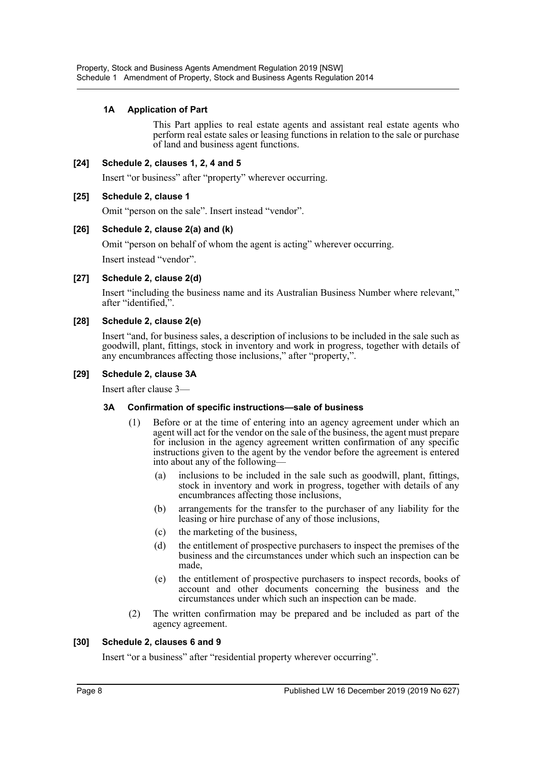#### 1A Application of Part

This Part applies to real estate agents and assistant real estate agents who perform real estate sales or leasing functions in relation to the sale or purchase of land and business agent functions.

### [24] Schedule 2, clauses 1, 2, 4 and 5

Insert "or business" after "property" wherever occurring.

### [25] Schedule 2, clause 1

Omit "person on the sale". Insert instead "vendor".

### [26] Schedule 2, clause 2(a) and (k)

Omit "person on behalf of whom the agent is acting" wherever occurring.

Insert instead "vendor".

### [27] Schedule 2, clause 2(d)

Insert "including the business name and its Australian Business Number where relevant," after "identified,".

### [28] Schedule 2, clause 2(e)

Insert "and, for business sales, a description of inclusions to be included in the sale such as goodwill, plant, fittings, stock in inventory and work in progress, together with details of any encumbrances affecting those inclusions," after "property,".

### [29] Schedule 2, clause 3A

Insert after clause 3—

#### 3A Confirmation of specific instructions—sale of business

(1) Before or at the time of entering into an agency agreement under which an agent will act for the vendor on the sale of the business, the agent must prepare for inclusion in the agency agreement written confirmation of any specific instructions given to the agent by the vendor before the agreement is entered into about any of the following—

- (a) inclusions to be included in the sale such as goodwill, plant, fittings, stock in inventory and work in progress, together with details of any encumbrances affecting those inclusions,
- (b) arrangements for the transfer to the purchaser of any liability for the leasing or hire purchase of any of those inclusions,
- (c) the marketing of the business,
- (d) the entitlement of prospective purchasers to inspect the premises of the business and the circumstances under which such an inspection can be made,
- (e) the entitlement of prospective purchasers to inspect records, books of account and other documents concerning the business and the circumstances under which such an inspection can be made.

(2) The written confirmation may be prepared and be included as part of the agency agreement.

### [30] Schedule 2, clauses 6 and 9

Insert "or a business" after "residential property wherever occurring".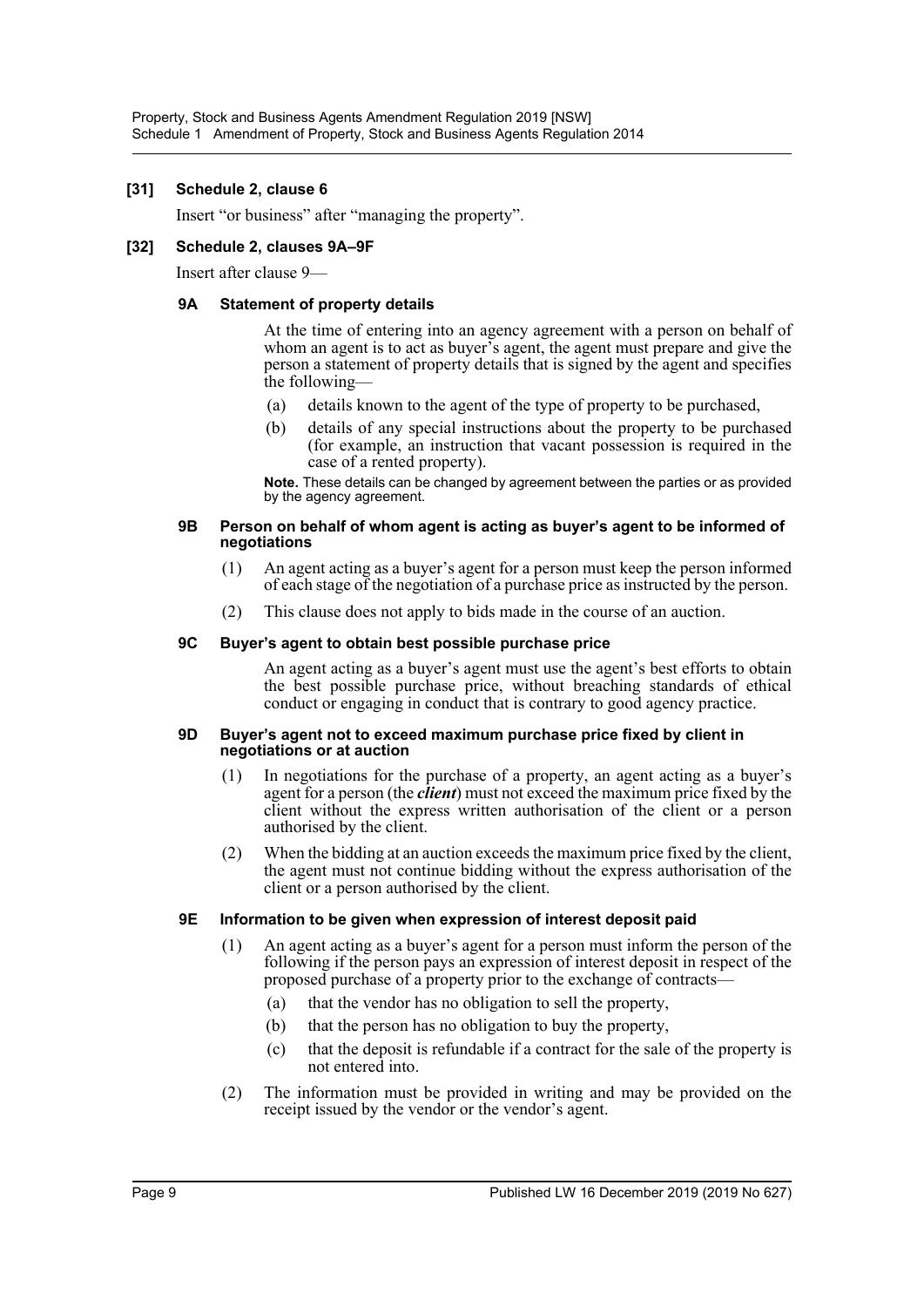### [31] Schedule 2, clause 6

Insert "or business" after "managing the property".

### [32] Schedule 2, clauses 9A–9F

Insert after clause 9—

#### 9A Statement of property details

At the time of entering into an agency agreement with a person on behalf of whom an agent is to act as buyer's agent, the agent must prepare and give the person a statement of property details that is signed by the agent and specifies the following—

(a) details known to the agent of the type of property to be purchased,

(b) details of any special instructions about the property to be purchased (for example, an instruction that vacant possession is required in the case of a rented property).

**Note.** These details can be changed by agreement between the parties or as provided by the agency agreement.

#### 9B Person on behalf of whom agent is acting as buyer's agent to be informed of negotiations

(1) An agent acting as a buyer's agent for a person must keep the person informed of each stage of the negotiation of a purchase price as instructed by the person.

(2) This clause does not apply to bids made in the course of an auction.

#### 9C Buyer's agent to obtain best possible purchase price

An agent acting as a buyer's agent must use the agent's best efforts to obtain the best possible purchase price, without breaching standards of ethical conduct or engaging in conduct that is contrary to good agency practice.

#### 9D Buyer's agent not to exceed maximum purchase price fixed by client in negotiations or at auction

(1) In negotiations for the purchase of a property, an agent acting as a buyer's agent for a person (the ***client***) must not exceed the maximum price fixed by the client without the express written authorisation of the client or a person authorised by the client.

(2) When the bidding at an auction exceeds the maximum price fixed by the client, the agent must not continue bidding without the express authorisation of the client or a person authorised by the client.

#### 9E Information to be given when expression of interest deposit paid

(1) An agent acting as a buyer's agent for a person must inform the person of the following if the person pays an expression of interest deposit in respect of the proposed purchase of a property prior to the exchange of contracts—

(a) that the vendor has no obligation to sell the property,

(b) that the person has no obligation to buy the property,

(c) that the deposit is refundable if a contract for the sale of the property is not entered into.

(2) The information must be provided in writing and may be provided on the receipt issued by the vendor or the vendor's agent.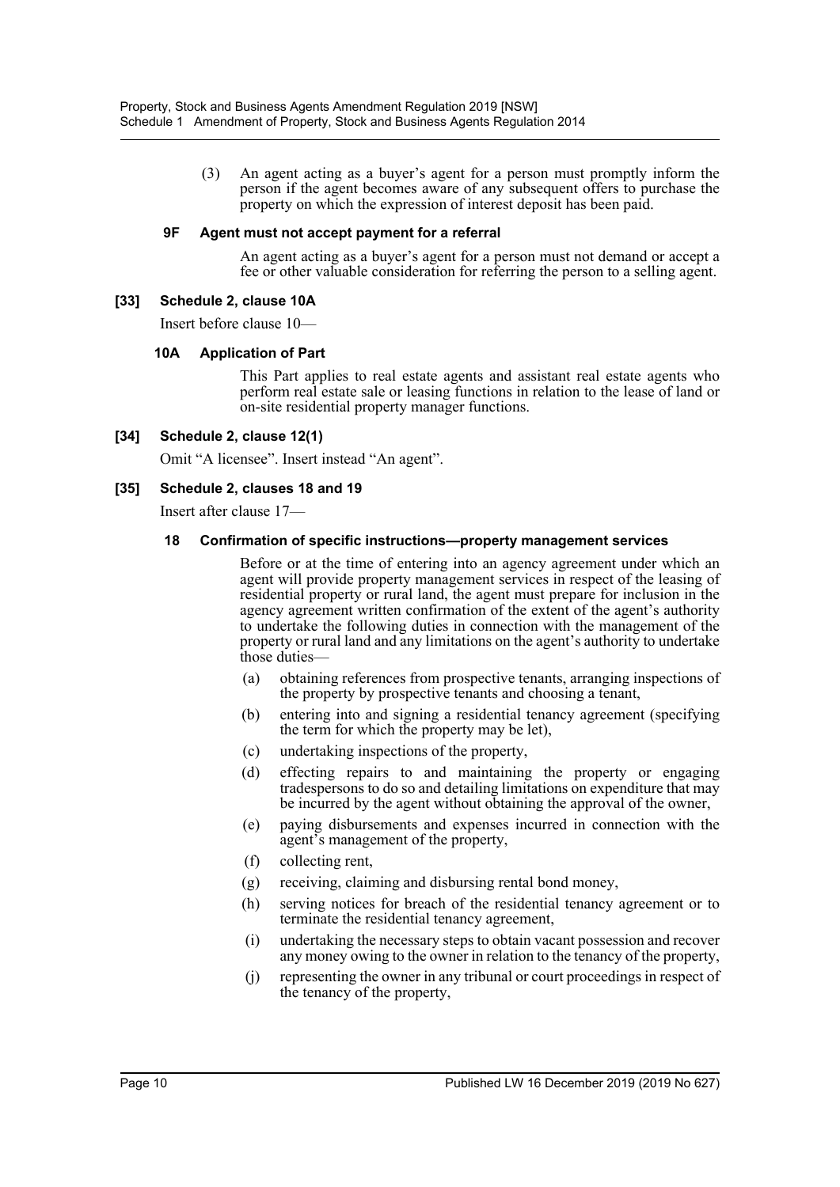(3) An agent acting as a buyer's agent for a person must promptly inform the person if the agent becomes aware of any subsequent offers to purchase the property on which the expression of interest deposit has been paid.

**9F Agent must not accept payment for a referral**

An agent acting as a buyer's agent for a person must not demand or accept a fee or other valuable consideration for referring the person to a selling agent.

**[33] Schedule 2, clause 10A**

Insert before clause 10—

**10A Application of Part**

This Part applies to real estate agents and assistant real estate agents who perform real estate sale or leasing functions in relation to the lease of land or on-site residential property manager functions.

**[34] Schedule 2, clause 12(1)**

Omit "A licensee". Insert instead "An agent".

**[35] Schedule 2, clauses 18 and 19**

Insert after clause 17—

**18 Confirmation of specific instructions—property management services**

Before or at the time of entering into an agency agreement under which an agent will provide property management services in respect of the leasing of residential property or rural land, the agent must prepare for inclusion in the agency agreement written confirmation of the extent of the agent's authority to undertake the following duties in connection with the management of the property or rural land and any limitations on the agent's authority to undertake those duties—

(a) obtaining references from prospective tenants, arranging inspections of the property by prospective tenants and choosing a tenant,

(b) entering into and signing a residential tenancy agreement (specifying the term for which the property may be let),

(c) undertaking inspections of the property,

(d) effecting repairs to and maintaining the property or engaging tradespersons to do so and detailing limitations on expenditure that may be incurred by the agent without obtaining the approval of the owner,

(e) paying disbursements and expenses incurred in connection with the agent's management of the property,

(f) collecting rent,

(g) receiving, claiming and disbursing rental bond money,

(h) serving notices for breach of the residential tenancy agreement or to terminate the residential tenancy agreement,

(i) undertaking the necessary steps to obtain vacant possession and recover any money owing to the owner in relation to the tenancy of the property,

(j) representing the owner in any tribunal or court proceedings in respect of the tenancy of the property,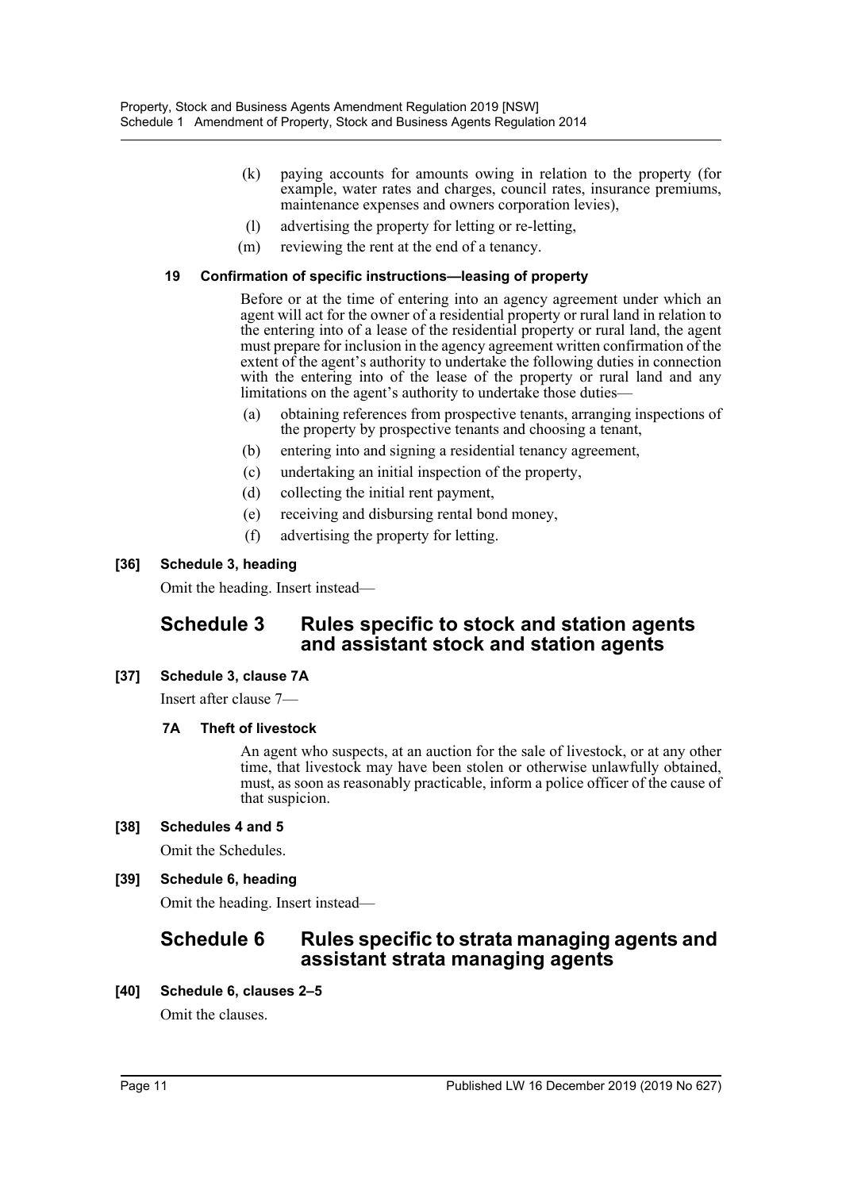(k) paying accounts for amounts owing in relation to the property (for example, water rates and charges, council rates, insurance premiums, maintenance expenses and owners corporation levies),

(l) advertising the property for letting or re-letting,

(m) reviewing the rent at the end of a tenancy.

#### 19 Confirmation of specific instructions—leasing of property

Before or at the time of entering into an agency agreement under which an agent will act for the owner of a residential property or rural land in relation to the entering into of a lease of the residential property or rural land, the agent must prepare for inclusion in the agency agreement written confirmation of the extent of the agent's authority to undertake the following duties in connection with the entering into of the lease of the property or rural land and any limitations on the agent's authority to undertake those duties—

(a) obtaining references from prospective tenants, arranging inspections of the property by prospective tenants and choosing a tenant,

(b) entering into and signing a residential tenancy agreement,

(c) undertaking an initial inspection of the property,

(d) collecting the initial rent payment,

(e) receiving and disbursing rental bond money,

(f) advertising the property for letting.

### [36] Schedule 3, heading

Omit the heading. Insert instead—

## Schedule 3 Rules specific to stock and station agents and assistant stock and station agents

### [37] Schedule 3, clause 7A

Insert after clause 7—

#### 7A Theft of livestock

An agent who suspects, at an auction for the sale of livestock, or at any other time, that livestock may have been stolen or otherwise unlawfully obtained, must, as soon as reasonably practicable, inform a police officer of the cause of that suspicion.

### [38] Schedules 4 and 5

Omit the Schedules.

### [39] Schedule 6, heading

Omit the heading. Insert instead—

## Schedule 6 Rules specific to strata managing agents and assistant strata managing agents

### [40] Schedule 6, clauses 2–5

Omit the clauses.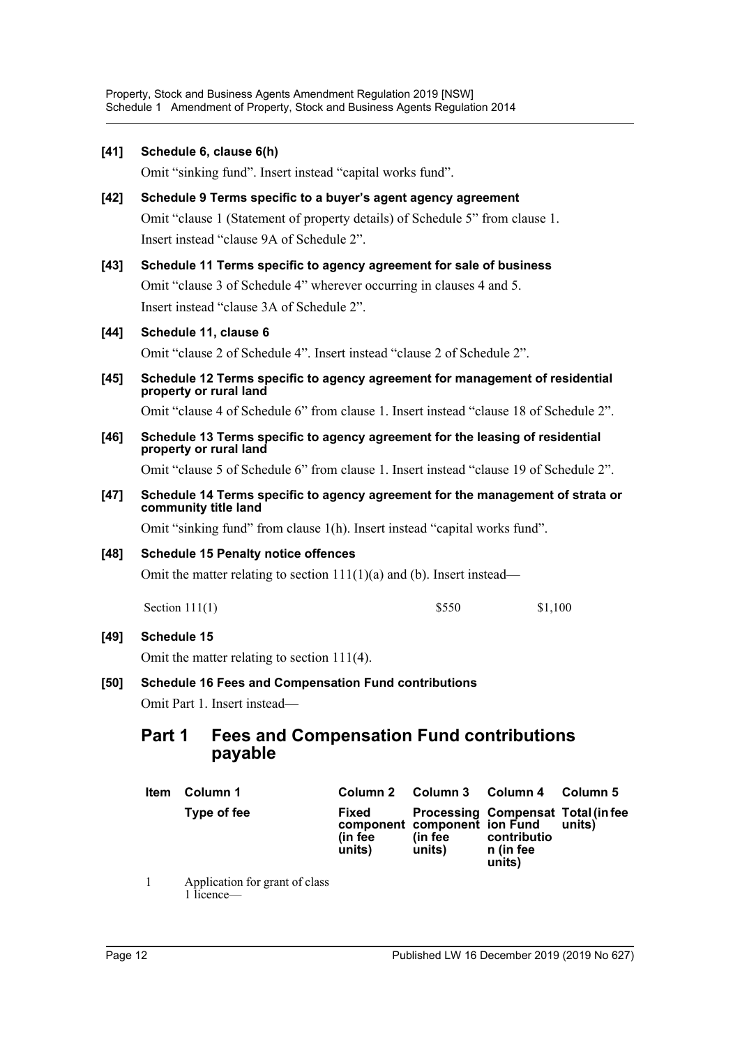**[41] Schedule 6, clause 6(h)**

Omit “sinking fund”. Insert instead “capital works fund”.

**[42] Schedule 9 Terms specific to a buyer’s agent agency agreement**

Omit “clause 1 (Statement of property details) of Schedule 5” from clause 1. Insert instead “clause 9A of Schedule 2”.

**[43] Schedule 11 Terms specific to agency agreement for sale of business**

Omit “clause 3 of Schedule 4” wherever occurring in clauses 4 and 5. Insert instead “clause 3A of Schedule 2”.

**[44] Schedule 11, clause 6**

Omit “clause 2 of Schedule 4”. Insert instead “clause 2 of Schedule 2”.

**[45] Schedule 12 Terms specific to agency agreement for management of residential property or rural land**

Omit “clause 4 of Schedule 6” from clause 1. Insert instead “clause 18 of Schedule 2”.

**[46] Schedule 13 Terms specific to agency agreement for the leasing of residential property or rural land**

Omit “clause 5 of Schedule 6” from clause 1. Insert instead “clause 19 of Schedule 2”.

**[47] Schedule 14 Terms specific to agency agreement for the management of strata or community title land**

Omit “sinking fund” from clause 1(h). Insert instead “capital works fund”.

**[48] Schedule 15 Penalty notice offences**

Omit the matter relating to section 111(1)(a) and (b). Insert instead—

| | | |
|---|---|---|
| Section 111(1) | \$550 | \$1,100 |

**[49] Schedule 15**

Omit the matter relating to section 111(4).

**[50] Schedule 16 Fees and Compensation Fund contributions**

Omit Part 1. Insert instead—

## Part 1 Fees and Compensation Fund contributions payable

| Item | Column 1 | Column 2 | Column 3 | Column 4 | Column 5 |
|---|---|---|---|---|---|
| | **Type of fee** | **Fixed component (in fee units)** | **Processing component (in fee units)** | **Compensation Fund contribution (in fee units)** | **Total (in fee units)** |
| 1 | Application for grant of class 1 licence— | | | | |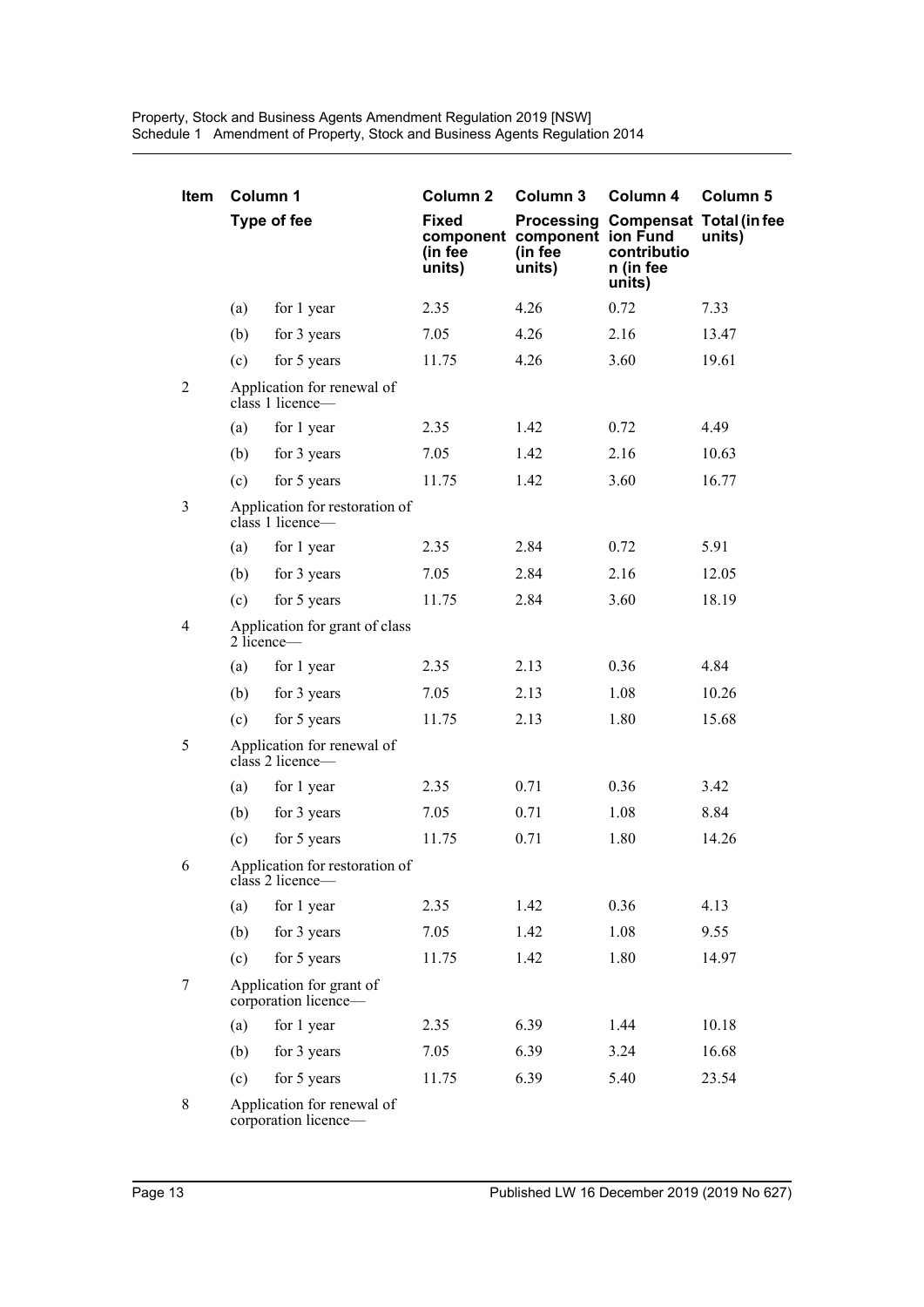| Item | Column 1 | | Column 2 | Column 3 | Column 4 | Column 5 |
|---|---|---|---|---|---|---|
| | Type of fee | | Fixed component (in fee units) | Processing component (in fee units) | Compensation Fund contribution (in fee units) | Total (in fee units) |
| | (a) | for 1 year | 2.35 | 4.26 | 0.72 | 7.33 |
| | (b) | for 3 years | 7.05 | 4.26 | 2.16 | 13.47 |
| | (c) | for 5 years | 11.75 | 4.26 | 3.60 | 19.61 |
| 2 | Application for renewal of class 1 licence— | | | | | |
| | (a) | for 1 year | 2.35 | 1.42 | 0.72 | 4.49 |
| | (b) | for 3 years | 7.05 | 1.42 | 2.16 | 10.63 |
| | (c) | for 5 years | 11.75 | 1.42 | 3.60 | 16.77 |
| 3 | Application for restoration of class 1 licence— | | | | | |
| | (a) | for 1 year | 2.35 | 2.84 | 0.72 | 5.91 |
| | (b) | for 3 years | 7.05 | 2.84 | 2.16 | 12.05 |
| | (c) | for 5 years | 11.75 | 2.84 | 3.60 | 18.19 |
| 4 | Application for grant of class 2 licence— | | | | | |
| | (a) | for 1 year | 2.35 | 2.13 | 0.36 | 4.84 |
| | (b) | for 3 years | 7.05 | 2.13 | 1.08 | 10.26 |
| | (c) | for 5 years | 11.75 | 2.13 | 1.80 | 15.68 |
| 5 | Application for renewal of class 2 licence— | | | | | |
| | (a) | for 1 year | 2.35 | 0.71 | 0.36 | 3.42 |
| | (b) | for 3 years | 7.05 | 0.71 | 1.08 | 8.84 |
| | (c) | for 5 years | 11.75 | 0.71 | 1.80 | 14.26 |
| 6 | Application for restoration of class 2 licence— | | | | | |
| | (a) | for 1 year | 2.35 | 1.42 | 0.36 | 4.13 |
| | (b) | for 3 years | 7.05 | 1.42 | 1.08 | 9.55 |
| | (c) | for 5 years | 11.75 | 1.42 | 1.80 | 14.97 |
| 7 | Application for grant of corporation licence— | | | | | |
| | (a) | for 1 year | 2.35 | 6.39 | 1.44 | 10.18 |
| | (b) | for 3 years | 7.05 | 6.39 | 3.24 | 16.68 |
| | (c) | for 5 years | 11.75 | 6.39 | 5.40 | 23.54 |
| 8 | Application for renewal of corporation licence— | | | | | |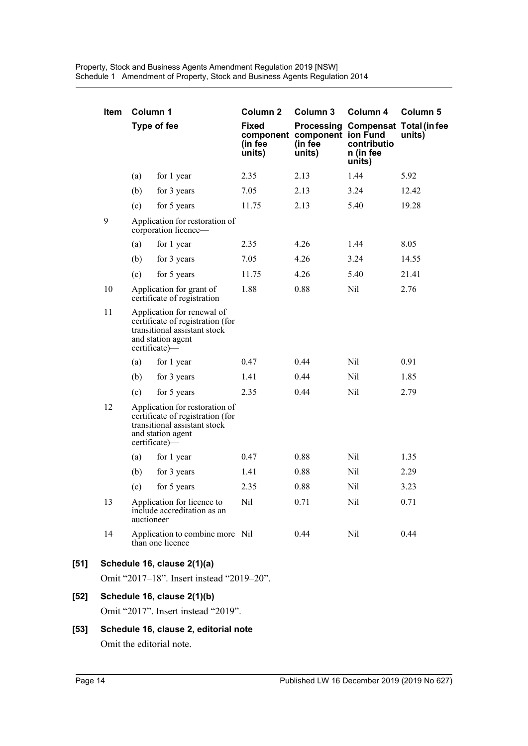| Item | Column 1 | | Column 2 | Column 3 | Column 4 | Column 5 |
|---|---|---|---|---|---|---|
| | Type of fee | | Fixed component (in fee units) | Processing component (in fee units) | Compensation Fund contribution (in fee units) | Total (in fee units) |
| | (a) | for 1 year | 2.35 | 2.13 | 1.44 | 5.92 |
| | (b) | for 3 years | 7.05 | 2.13 | 3.24 | 12.42 |
| | (c) | for 5 years | 11.75 | 2.13 | 5.40 | 19.28 |
| 9 | Application for restoration of corporation licence— | | | | | |
| | (a) | for 1 year | 2.35 | 4.26 | 1.44 | 8.05 |
| | (b) | for 3 years | 7.05 | 4.26 | 3.24 | 14.55 |
| | (c) | for 5 years | 11.75 | 4.26 | 5.40 | 21.41 |
| 10 | Application for grant of certificate of registration | | 1.88 | 0.88 | Nil | 2.76 |
| 11 | Application for renewal of certificate of registration (for transitional assistant stock and station agent certificate)— | | | | | |
| | (a) | for 1 year | 0.47 | 0.44 | Nil | 0.91 |
| | (b) | for 3 years | 1.41 | 0.44 | Nil | 1.85 |
| | (c) | for 5 years | 2.35 | 0.44 | Nil | 2.79 |
| 12 | Application for restoration of certificate of registration (for transitional assistant stock and station agent certificate)— | | | | | |
| | (a) | for 1 year | 0.47 | 0.88 | Nil | 1.35 |
| | (b) | for 3 years | 1.41 | 0.88 | Nil | 2.29 |
| | (c) | for 5 years | 2.35 | 0.88 | Nil | 3.23 |
| 13 | Application for licence to include accreditation as an auctioneer | | Nil | 0.71 | Nil | 0.71 |
| 14 | Application to combine more than one licence | | Nil | 0.44 | Nil | 0.44 |

**[51] Schedule 16, clause 2(1)(a)**

Omit "2017–18". Insert instead "2019–20".

**[52] Schedule 16, clause 2(1)(b)**

Omit "2017". Insert instead "2019".

**[53] Schedule 16, clause 2, editorial note**

Omit the editorial note.